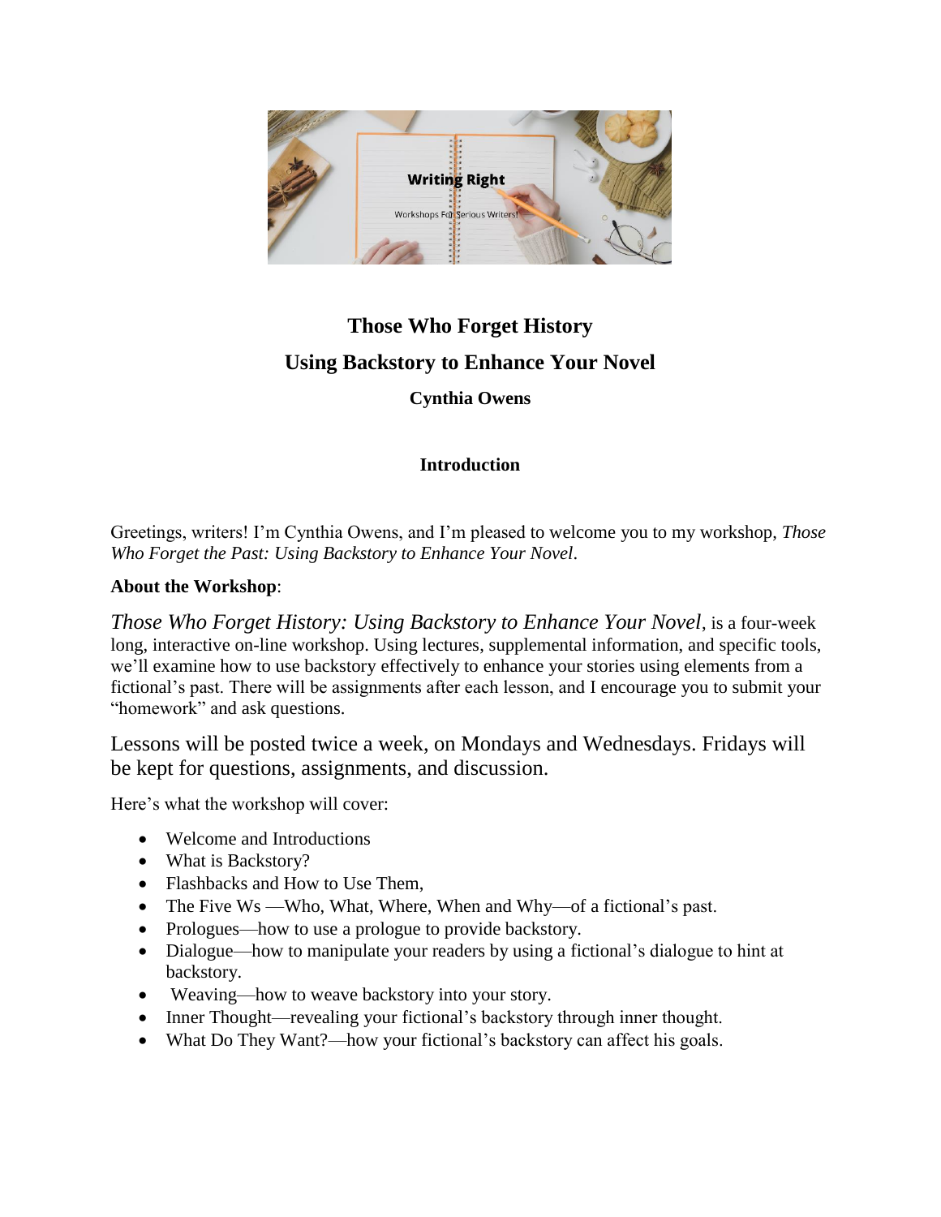# Those Who Forget History

## Using Backstory to Enhance Your Novel

**Cynthia Owens**

### Introduction

Greetings, writers! I'm Cynthia Owens, and I'm pleased to welcome you to my workshop, *Those Who Forget the Past: Using Backstory to Enhance Your Novel*.

**About the Workshop**:

*Those Who Forget History: Using Backstory to Enhance Your Novel*, is a four-week long, interactive on-line workshop. Using lectures, supplemental information, and specific tools, we'll examine how to use backstory effectively to enhance your stories using elements from a fictional's past. There will be assignments after each lesson, and I encourage you to submit your "homework" and ask questions.

Lessons will be posted twice a week, on Mondays and Wednesdays. Fridays will be kept for questions, assignments, and discussion.

Here's what the workshop will cover:

- Welcome and Introductions
- What is Backstory?
- Flashbacks and How to Use Them,
- The Five Ws —Who, What, Where, When and Why—of a fictional's past.
- Prologues—how to use a prologue to provide backstory.
- Dialogue—how to manipulate your readers by using a fictional's dialogue to hint at backstory.
- Weaving—how to weave backstory into your story.
- Inner Thought—revealing your fictional's backstory through inner thought.
- What Do They Want?—how your fictional's backstory can affect his goals.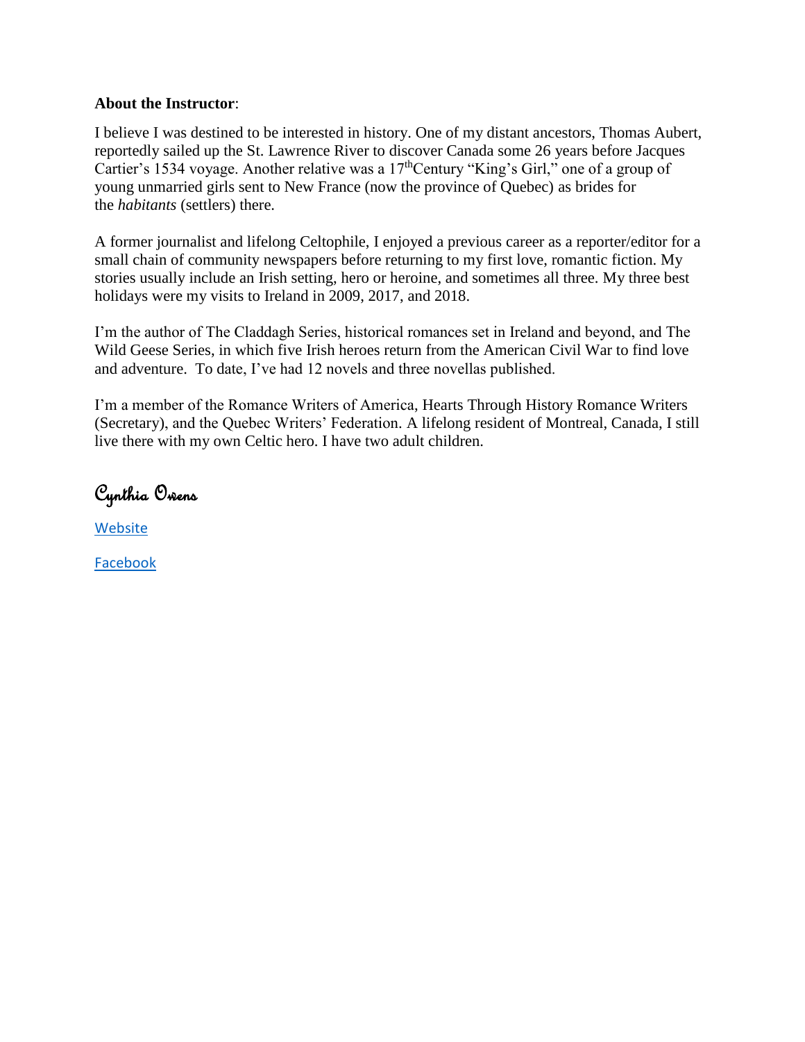**About the Instructor**:

I believe I was destined to be interested in history. One of my distant ancestors, Thomas Aubert, reportedly sailed up the St. Lawrence River to discover Canada some 26 years before Jacques Cartier's 1534 voyage. Another relative was a 17th Century "King's Girl," one of a group of young unmarried girls sent to New France (now the province of Quebec) as brides for the *habitants* (settlers) there.

A former journalist and lifelong Celtophile, I enjoyed a previous career as a reporter/editor for a small chain of community newspapers before returning to my first love, romantic fiction. My stories usually include an Irish setting, hero or heroine, and sometimes all three. My three best holidays were my visits to Ireland in 2009, 2017, and 2018.

I'm the author of The Claddagh Series, historical romances set in Ireland and beyond, and The Wild Geese Series, in which five Irish heroes return from the American Civil War to find love and adventure. To date, I've had 12 novels and three novellas published.

I'm a member of the Romance Writers of America, Hearts Through History Romance Writers (Secretary), and the Quebec Writers' Federation. A lifelong resident of Montreal, Canada, I still live there with my own Celtic hero. I have two adult children.

Cynthia Owens

Website

Facebook